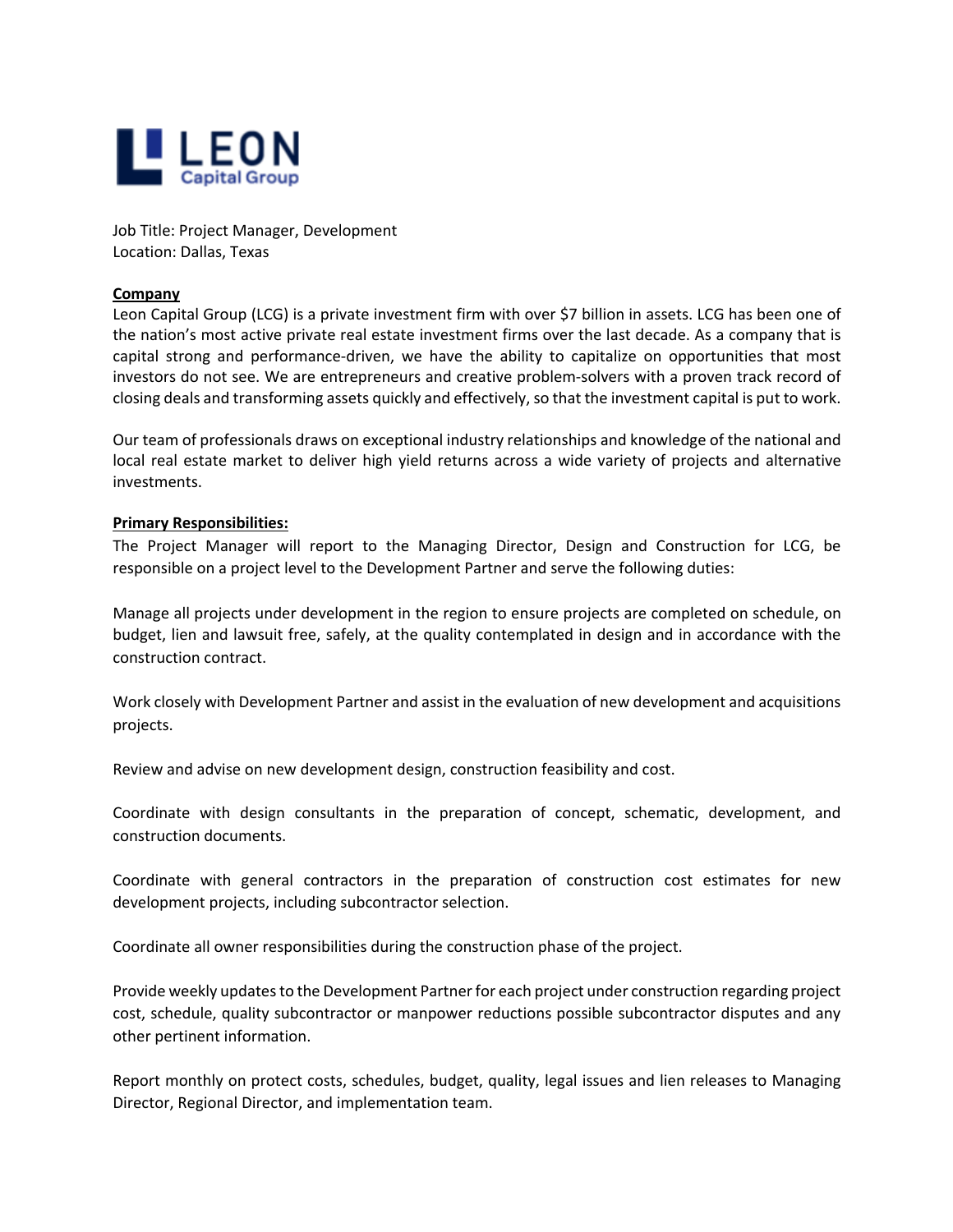Job Title: Project Manager, Development
Location: Dallas, Texas

**Company**

Leon Capital Group (LCG) is a private investment firm with over $7 billion in assets. LCG has been one of the nation's most active private real estate investment firms over the last decade. As a company that is capital strong and performance-driven, we have the ability to capitalize on opportunities that most investors do not see. We are entrepreneurs and creative problem-solvers with a proven track record of closing deals and transforming assets quickly and effectively, so that the investment capital is put to work.

Our team of professionals draws on exceptional industry relationships and knowledge of the national and local real estate market to deliver high yield returns across a wide variety of projects and alternative investments.

**Primary Responsibilities:**

The Project Manager will report to the Managing Director, Design and Construction for LCG, be responsible on a project level to the Development Partner and serve the following duties:

Manage all projects under development in the region to ensure projects are completed on schedule, on budget, lien and lawsuit free, safely, at the quality contemplated in design and in accordance with the construction contract.

Work closely with Development Partner and assist in the evaluation of new development and acquisitions projects.

Review and advise on new development design, construction feasibility and cost.

Coordinate with design consultants in the preparation of concept, schematic, development, and construction documents.

Coordinate with general contractors in the preparation of construction cost estimates for new development projects, including subcontractor selection.

Coordinate all owner responsibilities during the construction phase of the project.

Provide weekly updates to the Development Partner for each project under construction regarding project cost, schedule, quality subcontractor or manpower reductions possible subcontractor disputes and any other pertinent information.

Report monthly on protect costs, schedules, budget, quality, legal issues and lien releases to Managing Director, Regional Director, and implementation team.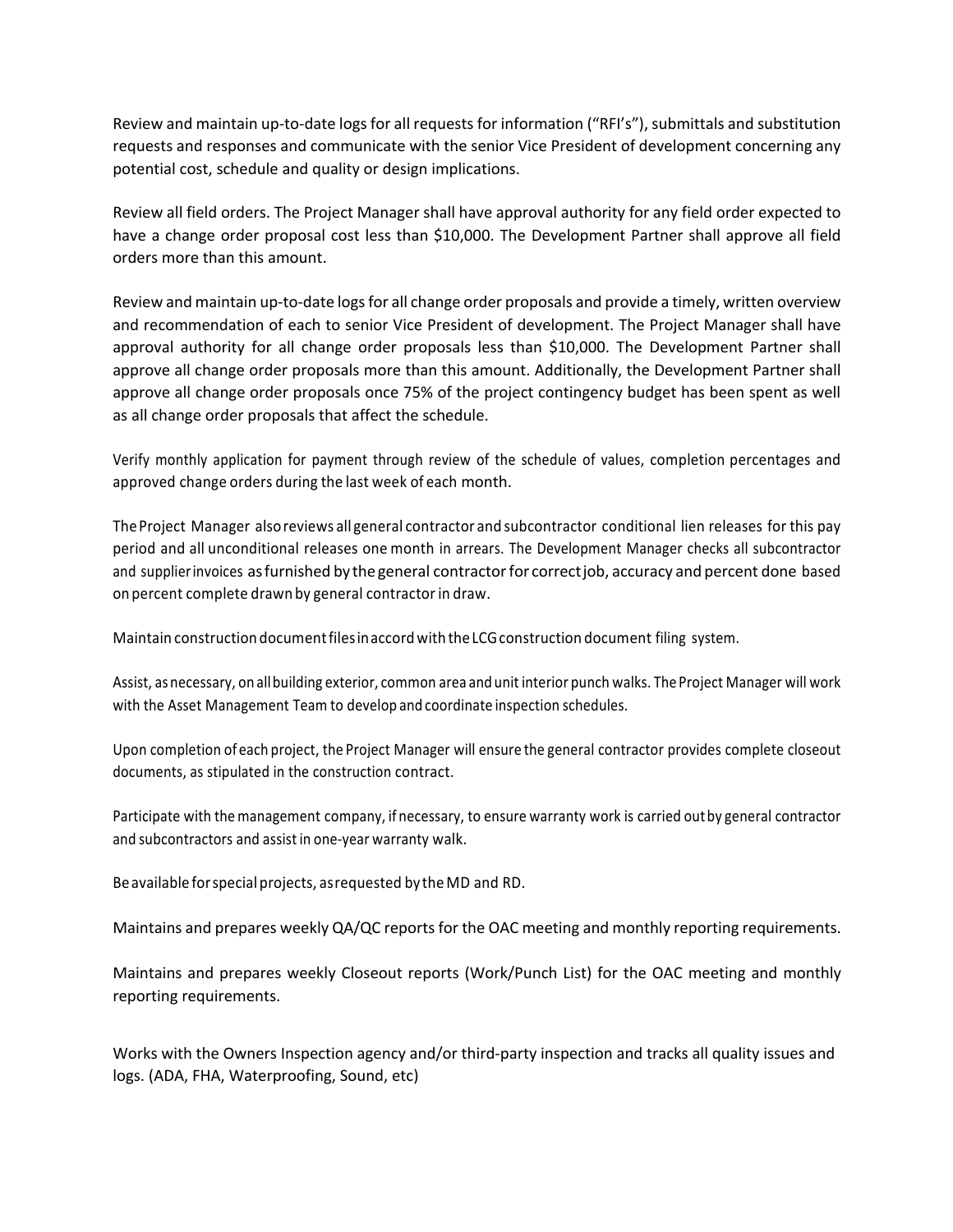Review and maintain up-to-date logs for all requests for information ("RFI's"), submittals and substitution requests and responses and communicate with the senior Vice President of development concerning any potential cost, schedule and quality or design implications.

Review all field orders. The Project Manager shall have approval authority for any field order expected to have a change order proposal cost less than $10,000. The Development Partner shall approve all field orders more than this amount.

Review and maintain up-to-date logs for all change order proposals and provide a timely, written overview and recommendation of each to senior Vice President of development. The Project Manager shall have approval authority for all change order proposals less than $10,000. The Development Partner shall approve all change order proposals more than this amount. Additionally, the Development Partner shall approve all change order proposals once 75% of the project contingency budget has been spent as well as all change order proposals that affect the schedule.

Verify monthly application for payment through review of the schedule of values, completion percentages and approved change orders during the last week of each month.

The Project Manager also reviews all general contractor and subcontractor conditional lien releases for this pay period and all unconditional releases one month in arrears. The Development Manager checks all subcontractor and supplier invoices as furnished by the general contractor for correct job, accuracy and percent done based on percent complete drawn by general contractor in draw.

Maintain construction document files in accord with the LCG construction document filing system.

Assist, as necessary, on all building exterior, common area and unit interior punch walks. The Project Manager will work with the Asset Management Team to develop and coordinate inspection schedules.

Upon completion of each project, the Project Manager will ensure the general contractor provides complete closeout documents, as stipulated in the construction contract.

Participate with the management company, if necessary, to ensure warranty work is carried out by general contractor and subcontractors and assist in one-year warranty walk.

Be available for special projects, as requested by the MD and RD.

Maintains and prepares weekly QA/QC reports for the OAC meeting and monthly reporting requirements.

Maintains and prepares weekly Closeout reports (Work/Punch List) for the OAC meeting and monthly reporting requirements.

Works with the Owners Inspection agency and/or third-party inspection and tracks all quality issues and logs. (ADA, FHA, Waterproofing, Sound, etc)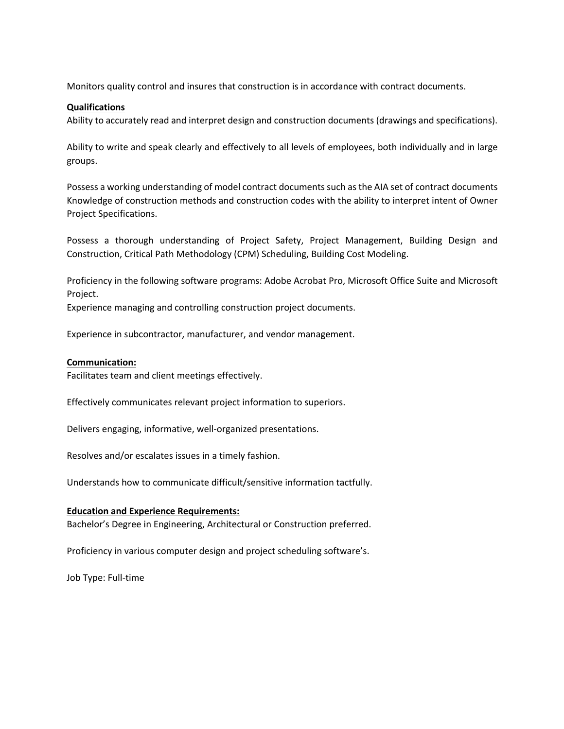Monitors quality control and insures that construction is in accordance with contract documents.

**Qualifications**

Ability to accurately read and interpret design and construction documents (drawings and specifications).

Ability to write and speak clearly and effectively to all levels of employees, both individually and in large groups.

Possess a working understanding of model contract documents such as the AIA set of contract documents Knowledge of construction methods and construction codes with the ability to interpret intent of Owner Project Specifications.

Possess a thorough understanding of Project Safety, Project Management, Building Design and Construction, Critical Path Methodology (CPM) Scheduling, Building Cost Modeling.

Proficiency in the following software programs: Adobe Acrobat Pro, Microsoft Office Suite and Microsoft Project.
Experience managing and controlling construction project documents.

Experience in subcontractor, manufacturer, and vendor management.

**Communication:**

Facilitates team and client meetings effectively.

Effectively communicates relevant project information to superiors.

Delivers engaging, informative, well-organized presentations.

Resolves and/or escalates issues in a timely fashion.

Understands how to communicate difficult/sensitive information tactfully.

**Education and Experience Requirements:**

Bachelor's Degree in Engineering, Architectural or Construction preferred.

Proficiency in various computer design and project scheduling software's.

Job Type: Full-time